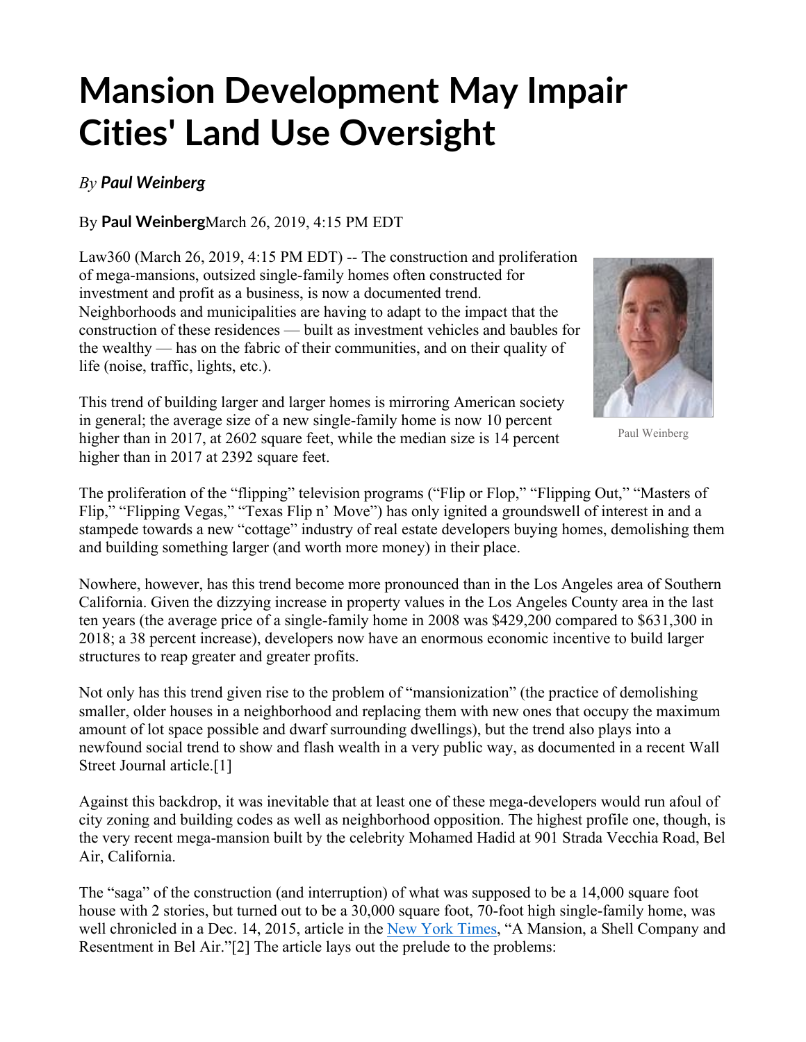# Mansion Development May Impair Cities' Land Use Oversight

*By* ***Paul Weinberg***

By **Paul Weinberg**March 26, 2019, 4:15 PM EDT

Law360 (March 26, 2019, 4:15 PM EDT) -- The construction and proliferation of mega-mansions, outsized single-family homes often constructed for investment and profit as a business, is now a documented trend. Neighborhoods and municipalities are having to adapt to the impact that the construction of these residences — built as investment vehicles and baubles for the wealthy — has on the fabric of their communities, and on their quality of life (noise, traffic, lights, etc.).

Paul Weinberg

This trend of building larger and larger homes is mirroring American society in general; the average size of a new single-family home is now 10 percent higher than in 2017, at 2602 square feet, while the median size is 14 percent higher than in 2017 at 2392 square feet.

The proliferation of the "flipping" television programs ("Flip or Flop," "Flipping Out," "Masters of Flip," "Flipping Vegas," "Texas Flip n' Move") has only ignited a groundswell of interest in and a stampede towards a new "cottage" industry of real estate developers buying homes, demolishing them and building something larger (and worth more money) in their place.

Nowhere, however, has this trend become more pronounced than in the Los Angeles area of Southern California. Given the dizzying increase in property values in the Los Angeles County area in the last ten years (the average price of a single-family home in 2008 was $429,200 compared to $631,300 in 2018; a 38 percent increase), developers now have an enormous economic incentive to build larger structures to reap greater and greater profits.

Not only has this trend given rise to the problem of "mansionization" (the practice of demolishing smaller, older houses in a neighborhood and replacing them with new ones that occupy the maximum amount of lot space possible and dwarf surrounding dwellings), but the trend also plays into a newfound social trend to show and flash wealth in a very public way, as documented in a recent Wall Street Journal article.[1]

Against this backdrop, it was inevitable that at least one of these mega-developers would run afoul of city zoning and building codes as well as neighborhood opposition. The highest profile one, though, is the very recent mega-mansion built by the celebrity Mohamed Hadid at 901 Strada Vecchia Road, Bel Air, California.

The "saga" of the construction (and interruption) of what was supposed to be a 14,000 square foot house with 2 stories, but turned out to be a 30,000 square foot, 70-foot high single-family home, was well chronicled in a Dec. 14, 2015, article in the New York Times, "A Mansion, a Shell Company and Resentment in Bel Air."[2] The article lays out the prelude to the problems: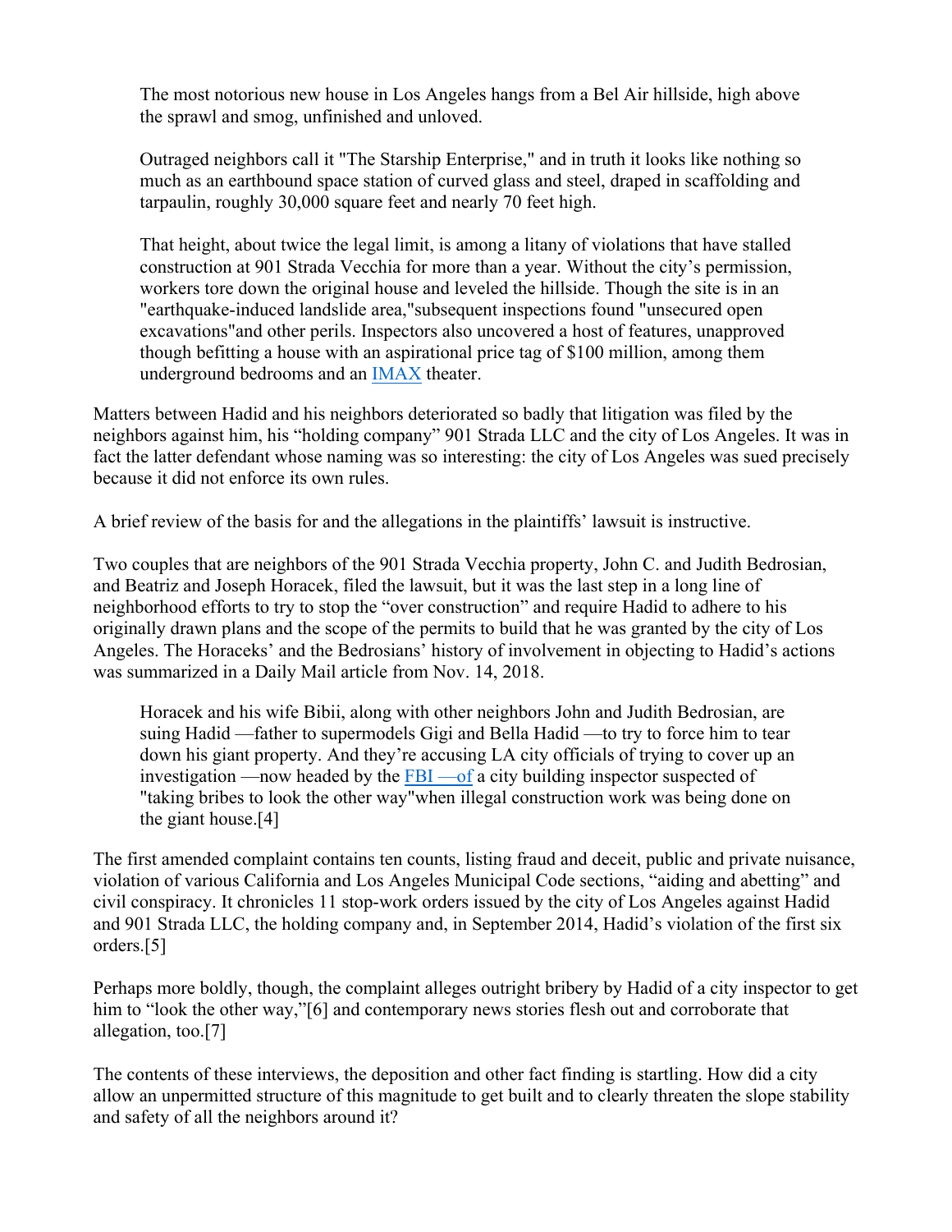> The most notorious new house in Los Angeles hangs from a Bel Air hillside, high above the sprawl and smog, unfinished and unloved.
>
> Outraged neighbors call it "The Starship Enterprise," and in truth it looks like nothing so much as an earthbound space station of curved glass and steel, draped in scaffolding and tarpaulin, roughly 30,000 square feet and nearly 70 feet high.
>
> That height, about twice the legal limit, is among a litany of violations that have stalled construction at 901 Strada Vecchia for more than a year. Without the city's permission, workers tore down the original house and leveled the hillside. Though the site is in an "earthquake-induced landslide area,"subsequent inspections found "unsecured open excavations"and other perils. Inspectors also uncovered a host of features, unapproved though befitting a house with an aspirational price tag of $100 million, among them underground bedrooms and an IMAX theater.

Matters between Hadid and his neighbors deteriorated so badly that litigation was filed by the neighbors against him, his "holding company" 901 Strada LLC and the city of Los Angeles. It was in fact the latter defendant whose naming was so interesting: the city of Los Angeles was sued precisely because it did not enforce its own rules.

A brief review of the basis for and the allegations in the plaintiffs' lawsuit is instructive.

Two couples that are neighbors of the 901 Strada Vecchia property, John C. and Judith Bedrosian, and Beatriz and Joseph Horacek, filed the lawsuit, but it was the last step in a long line of neighborhood efforts to try to stop the "over construction" and require Hadid to adhere to his originally drawn plans and the scope of the permits to build that he was granted by the city of Los Angeles. The Horaceks' and the Bedrosians' history of involvement in objecting to Hadid's actions was summarized in a Daily Mail article from Nov. 14, 2018.

> Horacek and his wife Bibii, along with other neighbors John and Judith Bedrosian, are suing Hadid —father to supermodels Gigi and Bella Hadid —to try to force him to tear down his giant property. And they're accusing LA city officials of trying to cover up an investigation —now headed by the FBI —of a city building inspector suspected of "taking bribes to look the other way"when illegal construction work was being done on the giant house.[4]

The first amended complaint contains ten counts, listing fraud and deceit, public and private nuisance, violation of various California and Los Angeles Municipal Code sections, "aiding and abetting" and civil conspiracy. It chronicles 11 stop-work orders issued by the city of Los Angeles against Hadid and 901 Strada LLC, the holding company and, in September 2014, Hadid's violation of the first six orders.[5]

Perhaps more boldly, though, the complaint alleges outright bribery by Hadid of a city inspector to get him to "look the other way,"[6] and contemporary news stories flesh out and corroborate that allegation, too.[7]

The contents of these interviews, the deposition and other fact finding is startling. How did a city allow an unpermitted structure of this magnitude to get built and to clearly threaten the slope stability and safety of all the neighbors around it?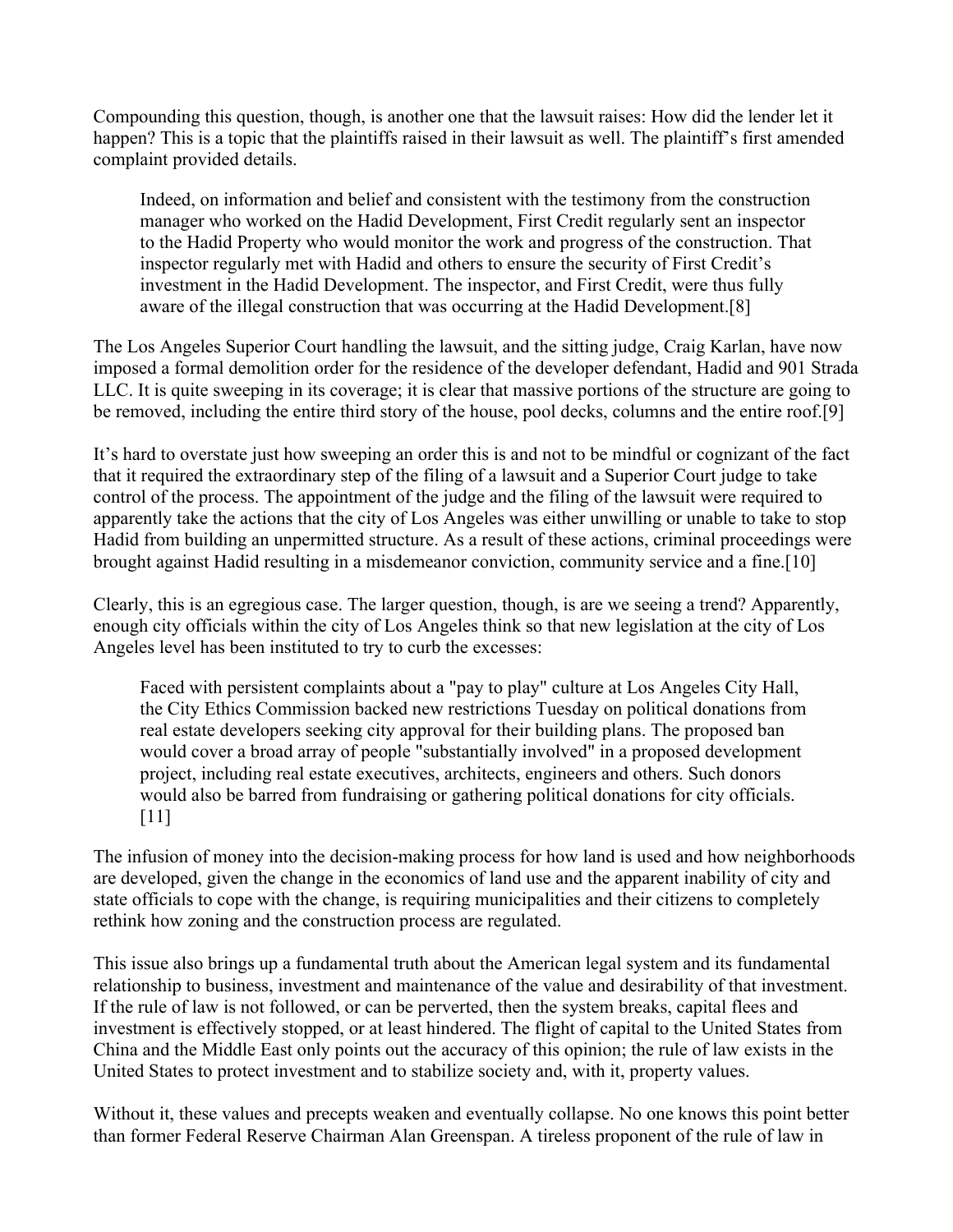Compounding this question, though, is another one that the lawsuit raises: How did the lender let it happen? This is a topic that the plaintiffs raised in their lawsuit as well. The plaintiff's first amended complaint provided details.

> Indeed, on information and belief and consistent with the testimony from the construction manager who worked on the Hadid Development, First Credit regularly sent an inspector to the Hadid Property who would monitor the work and progress of the construction. That inspector regularly met with Hadid and others to ensure the security of First Credit's investment in the Hadid Development. The inspector, and First Credit, were thus fully aware of the illegal construction that was occurring at the Hadid Development.[8]

The Los Angeles Superior Court handling the lawsuit, and the sitting judge, Craig Karlan, have now imposed a formal demolition order for the residence of the developer defendant, Hadid and 901 Strada LLC. It is quite sweeping in its coverage; it is clear that massive portions of the structure are going to be removed, including the entire third story of the house, pool decks, columns and the entire roof.[9]

It's hard to overstate just how sweeping an order this is and not to be mindful or cognizant of the fact that it required the extraordinary step of the filing of a lawsuit and a Superior Court judge to take control of the process. The appointment of the judge and the filing of the lawsuit were required to apparently take the actions that the city of Los Angeles was either unwilling or unable to take to stop Hadid from building an unpermitted structure. As a result of these actions, criminal proceedings were brought against Hadid resulting in a misdemeanor conviction, community service and a fine.[10]

Clearly, this is an egregious case. The larger question, though, is are we seeing a trend? Apparently, enough city officials within the city of Los Angeles think so that new legislation at the city of Los Angeles level has been instituted to try to curb the excesses:

> Faced with persistent complaints about a "pay to play" culture at Los Angeles City Hall, the City Ethics Commission backed new restrictions Tuesday on political donations from real estate developers seeking city approval for their building plans. The proposed ban would cover a broad array of people "substantially involved" in a proposed development project, including real estate executives, architects, engineers and others. Such donors would also be barred from fundraising or gathering political donations for city officials.[11]

The infusion of money into the decision-making process for how land is used and how neighborhoods are developed, given the change in the economics of land use and the apparent inability of city and state officials to cope with the change, is requiring municipalities and their citizens to completely rethink how zoning and the construction process are regulated.

This issue also brings up a fundamental truth about the American legal system and its fundamental relationship to business, investment and maintenance of the value and desirability of that investment. If the rule of law is not followed, or can be perverted, then the system breaks, capital flees and investment is effectively stopped, or at least hindered. The flight of capital to the United States from China and the Middle East only points out the accuracy of this opinion; the rule of law exists in the United States to protect investment and to stabilize society and, with it, property values.

Without it, these values and precepts weaken and eventually collapse. No one knows this point better than former Federal Reserve Chairman Alan Greenspan. A tireless proponent of the rule of law in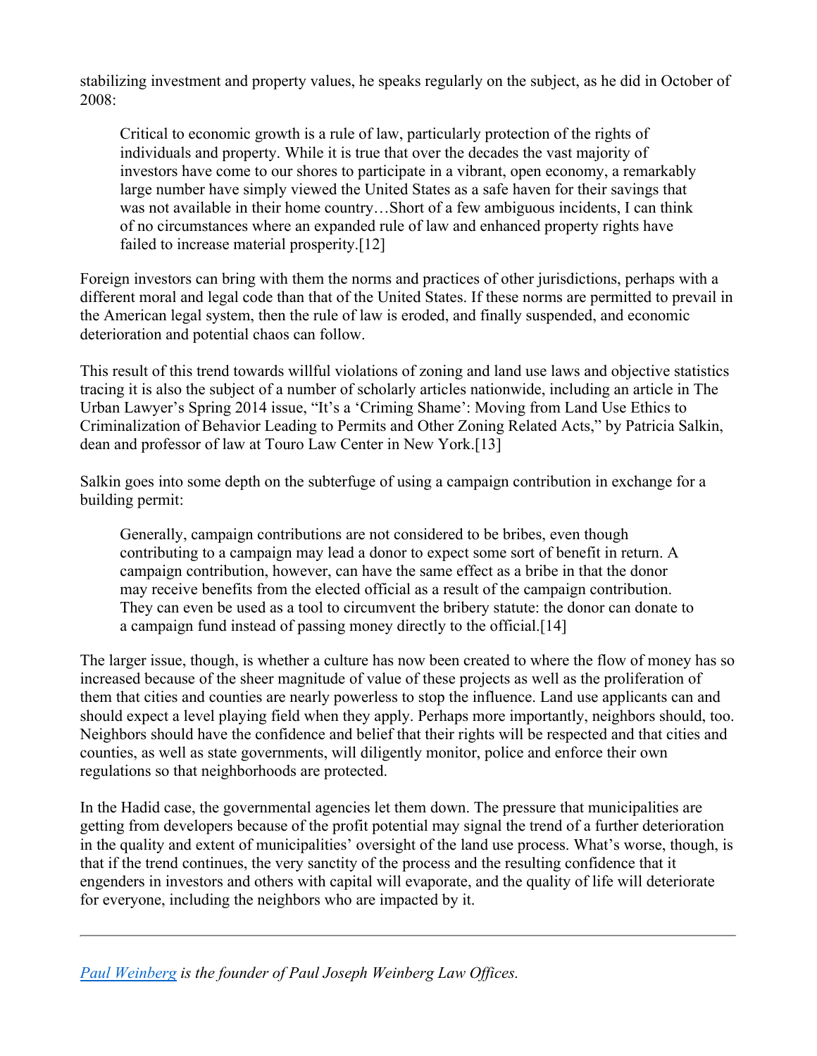stabilizing investment and property values, he speaks regularly on the subject, as he did in October of 2008:

> Critical to economic growth is a rule of law, particularly protection of the rights of individuals and property. While it is true that over the decades the vast majority of investors have come to our shores to participate in a vibrant, open economy, a remarkably large number have simply viewed the United States as a safe haven for their savings that was not available in their home country…Short of a few ambiguous incidents, I can think of no circumstances where an expanded rule of law and enhanced property rights have failed to increase material prosperity.[12]

Foreign investors can bring with them the norms and practices of other jurisdictions, perhaps with a different moral and legal code than that of the United States. If these norms are permitted to prevail in the American legal system, then the rule of law is eroded, and finally suspended, and economic deterioration and potential chaos can follow.

This result of this trend towards willful violations of zoning and land use laws and objective statistics tracing it is also the subject of a number of scholarly articles nationwide, including an article in The Urban Lawyer's Spring 2014 issue, "It's a 'Criming Shame': Moving from Land Use Ethics to Criminalization of Behavior Leading to Permits and Other Zoning Related Acts," by Patricia Salkin, dean and professor of law at Touro Law Center in New York.[13]

Salkin goes into some depth on the subterfuge of using a campaign contribution in exchange for a building permit:

> Generally, campaign contributions are not considered to be bribes, even though contributing to a campaign may lead a donor to expect some sort of benefit in return. A campaign contribution, however, can have the same effect as a bribe in that the donor may receive benefits from the elected official as a result of the campaign contribution. They can even be used as a tool to circumvent the bribery statute: the donor can donate to a campaign fund instead of passing money directly to the official.[14]

The larger issue, though, is whether a culture has now been created to where the flow of money has so increased because of the sheer magnitude of value of these projects as well as the proliferation of them that cities and counties are nearly powerless to stop the influence. Land use applicants can and should expect a level playing field when they apply. Perhaps more importantly, neighbors should, too. Neighbors should have the confidence and belief that their rights will be respected and that cities and counties, as well as state governments, will diligently monitor, police and enforce their own regulations so that neighborhoods are protected.

In the Hadid case, the governmental agencies let them down. The pressure that municipalities are getting from developers because of the profit potential may signal the trend of a further deterioration in the quality and extent of municipalities' oversight of the land use process. What's worse, though, is that if the trend continues, the very sanctity of the process and the resulting confidence that it engenders in investors and others with capital will evaporate, and the quality of life will deteriorate for everyone, including the neighbors who are impacted by it.

---

*[Paul Weinberg](#) is the founder of Paul Joseph Weinberg Law Offices.*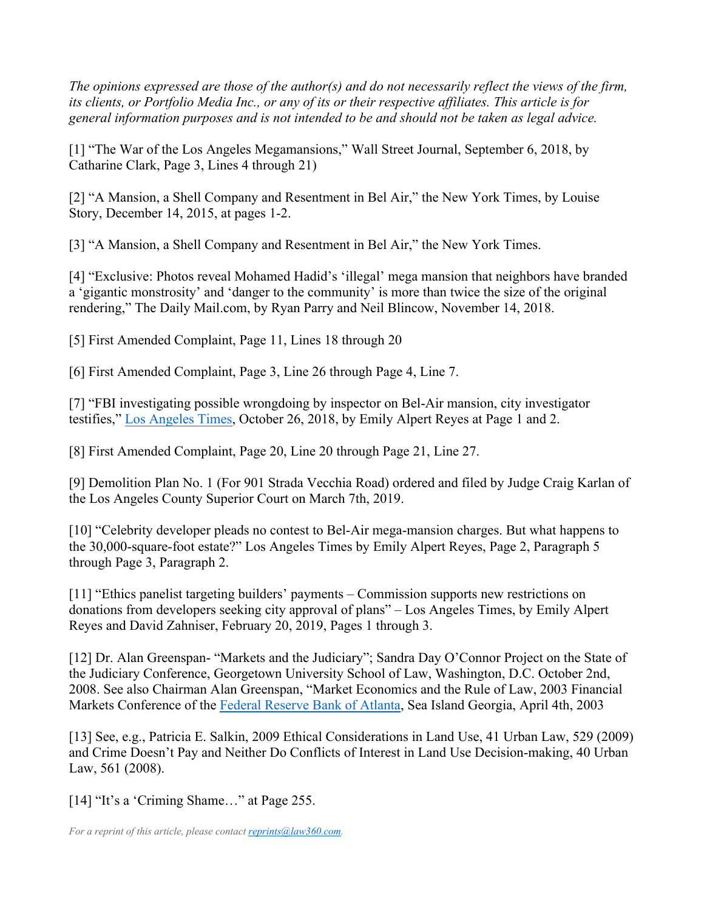*The opinions expressed are those of the author(s) and do not necessarily reflect the views of the firm, its clients, or Portfolio Media Inc., or any of its or their respective affiliates. This article is for general information purposes and is not intended to be and should not be taken as legal advice.*

[1] "The War of the Los Angeles Megamansions," Wall Street Journal, September 6, 2018, by Catharine Clark, Page 3, Lines 4 through 21)

[2] "A Mansion, a Shell Company and Resentment in Bel Air," the New York Times, by Louise Story, December 14, 2015, at pages 1-2.

[3] "A Mansion, a Shell Company and Resentment in Bel Air," the New York Times.

[4] "Exclusive: Photos reveal Mohamed Hadid's 'illegal' mega mansion that neighbors have branded a 'gigantic monstrosity' and 'danger to the community' is more than twice the size of the original rendering," The Daily Mail.com, by Ryan Parry and Neil Blincow, November 14, 2018.

[5] First Amended Complaint, Page 11, Lines 18 through 20

[6] First Amended Complaint, Page 3, Line 26 through Page 4, Line 7.

[7] "FBI investigating possible wrongdoing by inspector on Bel-Air mansion, city investigator testifies," Los Angeles Times, October 26, 2018, by Emily Alpert Reyes at Page 1 and 2.

[8] First Amended Complaint, Page 20, Line 20 through Page 21, Line 27.

[9] Demolition Plan No. 1 (For 901 Strada Vecchia Road) ordered and filed by Judge Craig Karlan of the Los Angeles County Superior Court on March 7th, 2019.

[10] "Celebrity developer pleads no contest to Bel-Air mega-mansion charges. But what happens to the 30,000-square-foot estate?" Los Angeles Times by Emily Alpert Reyes, Page 2, Paragraph 5 through Page 3, Paragraph 2.

[11] "Ethics panelist targeting builders' payments – Commission supports new restrictions on donations from developers seeking city approval of plans" – Los Angeles Times, by Emily Alpert Reyes and David Zahniser, February 20, 2019, Pages 1 through 3.

[12] Dr. Alan Greenspan- "Markets and the Judiciary"; Sandra Day O'Connor Project on the State of the Judiciary Conference, Georgetown University School of Law, Washington, D.C. October 2nd, 2008. See also Chairman Alan Greenspan, "Market Economics and the Rule of Law, 2003 Financial Markets Conference of the Federal Reserve Bank of Atlanta, Sea Island Georgia, April 4th, 2003

[13] See, e.g., Patricia E. Salkin, 2009 Ethical Considerations in Land Use, 41 Urban Law, 529 (2009) and Crime Doesn't Pay and Neither Do Conflicts of Interest in Land Use Decision-making, 40 Urban Law, 561 (2008).

[14] "It's a 'Criming Shame…" at Page 255.

*For a reprint of this article, please contact reprints@law360.com.*